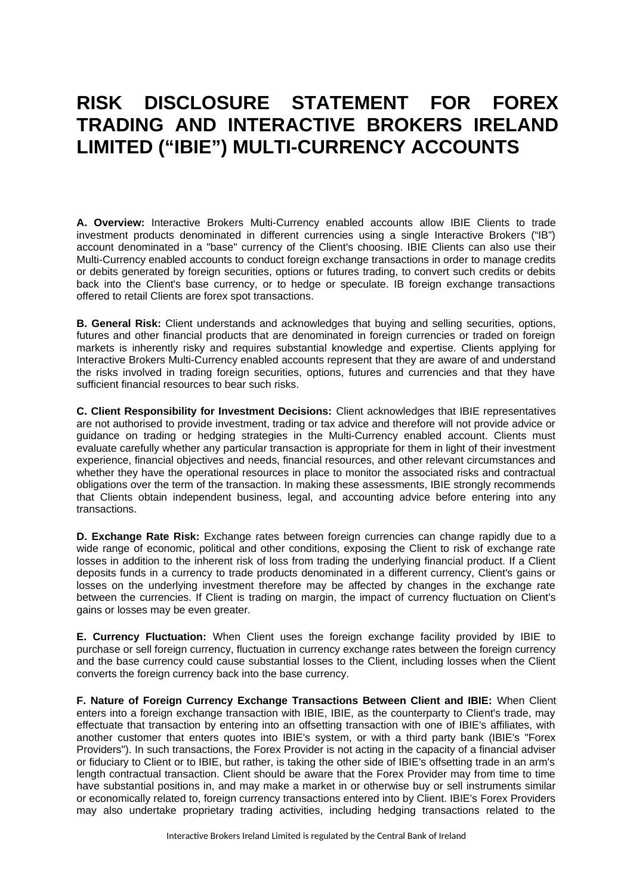# RISK DISCLOSURE STATEMENT FOR FOREX TRADING AND INTERACTIVE BROKERS IRELAND LIMITED ("IBIE") MULTI-CURRENCY ACCOUNTS

**A. Overview:** Interactive Brokers Multi-Currency enabled accounts allow IBIE Clients to trade investment products denominated in different currencies using a single Interactive Brokers ("IB") account denominated in a "base" currency of the Client's choosing. IBIE Clients can also use their Multi-Currency enabled accounts to conduct foreign exchange transactions in order to manage credits or debits generated by foreign securities, options or futures trading, to convert such credits or debits back into the Client's base currency, or to hedge or speculate. IB foreign exchange transactions offered to retail Clients are forex spot transactions.

**B. General Risk:** Client understands and acknowledges that buying and selling securities, options, futures and other financial products that are denominated in foreign currencies or traded on foreign markets is inherently risky and requires substantial knowledge and expertise. Clients applying for Interactive Brokers Multi-Currency enabled accounts represent that they are aware of and understand the risks involved in trading foreign securities, options, futures and currencies and that they have sufficient financial resources to bear such risks.

**C. Client Responsibility for Investment Decisions:** Client acknowledges that IBIE representatives are not authorised to provide investment, trading or tax advice and therefore will not provide advice or guidance on trading or hedging strategies in the Multi-Currency enabled account. Clients must evaluate carefully whether any particular transaction is appropriate for them in light of their investment experience, financial objectives and needs, financial resources, and other relevant circumstances and whether they have the operational resources in place to monitor the associated risks and contractual obligations over the term of the transaction. In making these assessments, IBIE strongly recommends that Clients obtain independent business, legal, and accounting advice before entering into any transactions.

**D. Exchange Rate Risk:** Exchange rates between foreign currencies can change rapidly due to a wide range of economic, political and other conditions, exposing the Client to risk of exchange rate losses in addition to the inherent risk of loss from trading the underlying financial product. If a Client deposits funds in a currency to trade products denominated in a different currency, Client's gains or losses on the underlying investment therefore may be affected by changes in the exchange rate between the currencies. If Client is trading on margin, the impact of currency fluctuation on Client's gains or losses may be even greater.

**E. Currency Fluctuation:** When Client uses the foreign exchange facility provided by IBIE to purchase or sell foreign currency, fluctuation in currency exchange rates between the foreign currency and the base currency could cause substantial losses to the Client, including losses when the Client converts the foreign currency back into the base currency.

**F. Nature of Foreign Currency Exchange Transactions Between Client and IBIE:** When Client enters into a foreign exchange transaction with IBIE, IBIE, as the counterparty to Client's trade, may effectuate that transaction by entering into an offsetting transaction with one of IBIE's affiliates, with another customer that enters quotes into IBIE's system, or with a third party bank (IBIE's "Forex Providers"). In such transactions, the Forex Provider is not acting in the capacity of a financial adviser or fiduciary to Client or to IBIE, but rather, is taking the other side of IBIE's offsetting trade in an arm's length contractual transaction. Client should be aware that the Forex Provider may from time to time have substantial positions in, and may make a market in or otherwise buy or sell instruments similar or economically related to, foreign currency transactions entered into by Client. IBIE's Forex Providers may also undertake proprietary trading activities, including hedging transactions related to the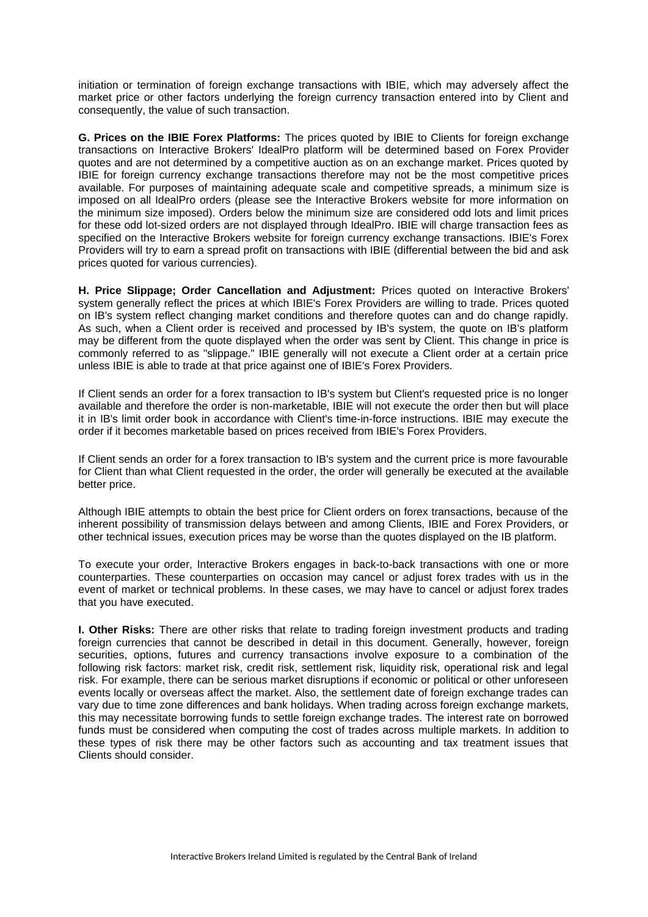initiation or termination of foreign exchange transactions with IBIE, which may adversely affect the market price or other factors underlying the foreign currency transaction entered into by Client and consequently, the value of such transaction.

**G. Prices on the IBIE Forex Platforms:** The prices quoted by IBIE to Clients for foreign exchange transactions on Interactive Brokers' IdealPro platform will be determined based on Forex Provider quotes and are not determined by a competitive auction as on an exchange market. Prices quoted by IBIE for foreign currency exchange transactions therefore may not be the most competitive prices available. For purposes of maintaining adequate scale and competitive spreads, a minimum size is imposed on all IdealPro orders (please see the Interactive Brokers website for more information on the minimum size imposed). Orders below the minimum size are considered odd lots and limit prices for these odd lot-sized orders are not displayed through IdealPro. IBIE will charge transaction fees as specified on the Interactive Brokers website for foreign currency exchange transactions. IBIE's Forex Providers will try to earn a spread profit on transactions with IBIE (differential between the bid and ask prices quoted for various currencies).

**H. Price Slippage; Order Cancellation and Adjustment:** Prices quoted on Interactive Brokers' system generally reflect the prices at which IBIE's Forex Providers are willing to trade. Prices quoted on IB's system reflect changing market conditions and therefore quotes can and do change rapidly. As such, when a Client order is received and processed by IB's system, the quote on IB's platform may be different from the quote displayed when the order was sent by Client. This change in price is commonly referred to as "slippage." IBIE generally will not execute a Client order at a certain price unless IBIE is able to trade at that price against one of IBIE's Forex Providers.

If Client sends an order for a forex transaction to IB's system but Client's requested price is no longer available and therefore the order is non-marketable, IBIE will not execute the order then but will place it in IB's limit order book in accordance with Client's time-in-force instructions. IBIE may execute the order if it becomes marketable based on prices received from IBIE's Forex Providers.

If Client sends an order for a forex transaction to IB's system and the current price is more favourable for Client than what Client requested in the order, the order will generally be executed at the available better price.

Although IBIE attempts to obtain the best price for Client orders on forex transactions, because of the inherent possibility of transmission delays between and among Clients, IBIE and Forex Providers, or other technical issues, execution prices may be worse than the quotes displayed on the IB platform.

To execute your order, Interactive Brokers engages in back-to-back transactions with one or more counterparties. These counterparties on occasion may cancel or adjust forex trades with us in the event of market or technical problems. In these cases, we may have to cancel or adjust forex trades that you have executed.

**I. Other Risks:** There are other risks that relate to trading foreign investment products and trading foreign currencies that cannot be described in detail in this document. Generally, however, foreign securities, options, futures and currency transactions involve exposure to a combination of the following risk factors: market risk, credit risk, settlement risk, liquidity risk, operational risk and legal risk. For example, there can be serious market disruptions if economic or political or other unforeseen events locally or overseas affect the market. Also, the settlement date of foreign exchange trades can vary due to time zone differences and bank holidays. When trading across foreign exchange markets, this may necessitate borrowing funds to settle foreign exchange trades. The interest rate on borrowed funds must be considered when computing the cost of trades across multiple markets. In addition to these types of risk there may be other factors such as accounting and tax treatment issues that Clients should consider.